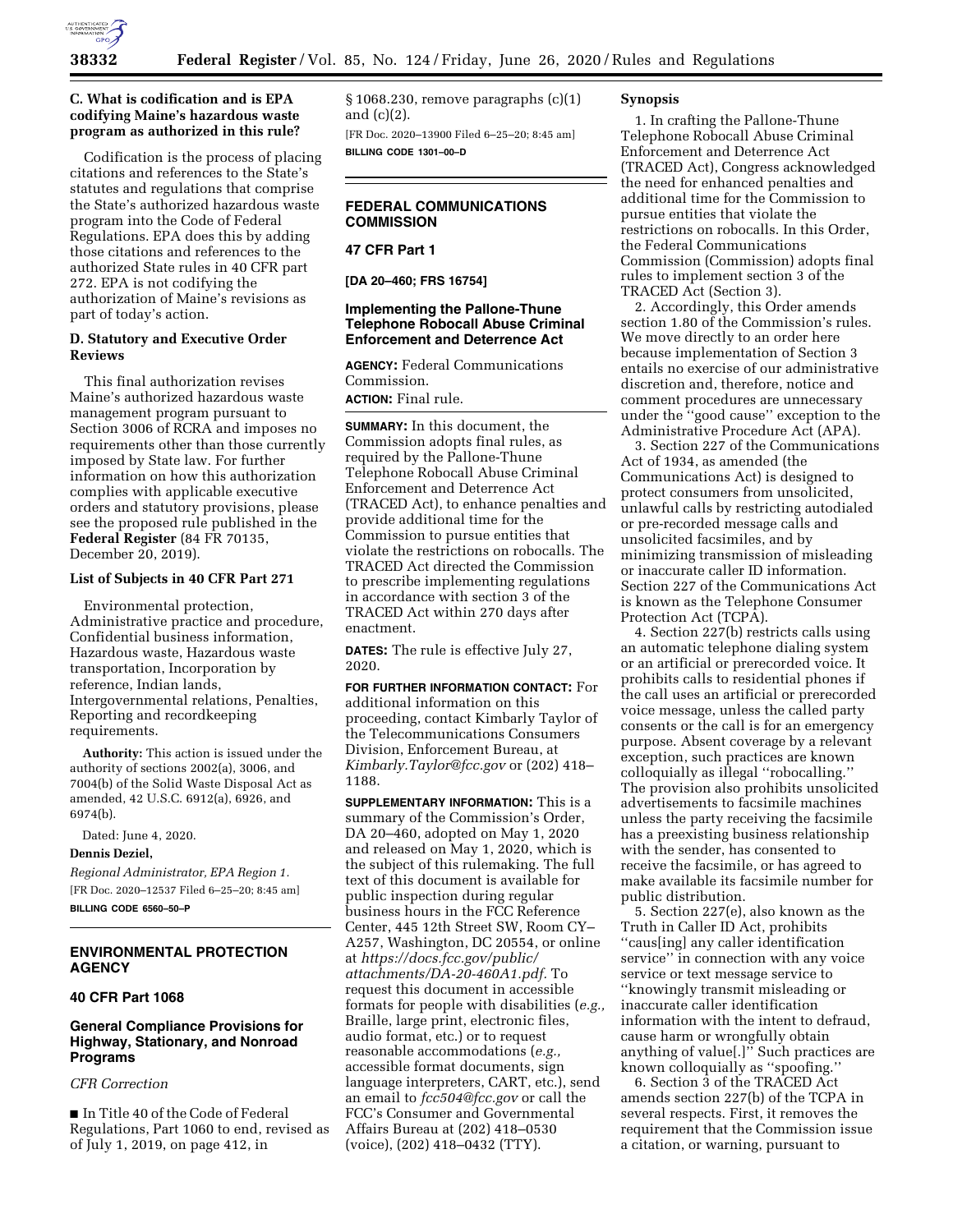### C. What is codification and is EPA codifying Maine's hazardous waste program as authorized in this rule?

Codification is the process of placing citations and references to the State's statutes and regulations that comprise the State's authorized hazardous waste program into the Code of Federal Regulations. EPA does this by adding those citations and references to the authorized State rules in 40 CFR part 272. EPA is not codifying the authorization of Maine's revisions as part of today's action.

### D. Statutory and Executive Order Reviews

This final authorization revises Maine's authorized hazardous waste management program pursuant to Section 3006 of RCRA and imposes no requirements other than those currently imposed by State law. For further information on how this authorization complies with applicable executive orders and statutory provisions, please see the proposed rule published in the **Federal Register** (84 FR 70135, December 20, 2019).

### List of Subjects in 40 CFR Part 271

Environmental protection, Administrative practice and procedure, Confidential business information, Hazardous waste, Hazardous waste transportation, Incorporation by reference, Indian lands, Intergovernmental relations, Penalties, Reporting and recordkeeping requirements.

**Authority:** This action is issued under the authority of sections 2002(a), 3006, and 7004(b) of the Solid Waste Disposal Act as amended, 42 U.S.C. 6912(a), 6926, and 6974(b).

Dated: June 4, 2020.

**Dennis Deziel,**

*Regional Administrator, EPA Region 1.*

[FR Doc. 2020–12537 Filed 6–25–20; 8:45 am]

**BILLING CODE 6560–50–P**

---

## ENVIRONMENTAL PROTECTION AGENCY

### 40 CFR Part 1068

### General Compliance Provisions for Highway, Stationary, and Nonroad Programs

*CFR Correction*

■ In Title 40 of the Code of Federal Regulations, Part 1060 to end, revised as of July 1, 2019, on page 412, in § 1068.230, remove paragraphs (c)(1) and (c)(2).

[FR Doc. 2020–13900 Filed 6–25–20; 8:45 am]

**BILLING CODE 1301–00–D**

---

## FEDERAL COMMUNICATIONS COMMISSION

### 47 CFR Part 1

**[DA 20–460; FRS 16754]**

### Implementing the Pallone-Thune Telephone Robocall Abuse Criminal Enforcement and Deterrence Act

**AGENCY:** Federal Communications Commission.

**ACTION:** Final rule.

**SUMMARY:** In this document, the Commission adopts final rules, as required by the Pallone-Thune Telephone Robocall Abuse Criminal Enforcement and Deterrence Act (TRACED Act), to enhance penalties and provide additional time for the Commission to pursue entities that violate the restrictions on robocalls. The TRACED Act directed the Commission to prescribe implementing regulations in accordance with section 3 of the TRACED Act within 270 days after enactment.

**DATES:** The rule is effective July 27, 2020.

**FOR FURTHER INFORMATION CONTACT:** For additional information on this proceeding, contact Kimberly Taylor of the Telecommunications Consumers Division, Enforcement Bureau, at *Kimberly.Taylor@fcc.gov* or (202) 418–1188.

**SUPPLEMENTARY INFORMATION:** This is a summary of the Commission's Order, DA 20–460, adopted on May 1, 2020 and released on May 1, 2020, which is the subject of this rulemaking. The full text of this document is available for public inspection during regular business hours in the FCC Reference Center, 445 12th Street SW, Room CY–A257, Washington, DC 20554, or online at *https://docs.fcc.gov/public/attachments/DA-20-460A1.pdf*. To request this document in accessible formats for people with disabilities (*e.g.,* Braille, large print, electronic files, audio format, etc.) or to request reasonable accommodations (*e.g.,* accessible format documents, sign language interpreters, CART, etc.), send an email to *fcc504@fcc.gov* or call the FCC's Consumer and Governmental Affairs Bureau at (202) 418–0530 (voice), (202) 418–0432 (TTY).

### Synopsis

1. In crafting the Pallone-Thune Telephone Robocall Abuse Criminal Enforcement and Deterrence Act (TRACED Act), Congress acknowledged the need for enhanced penalties and additional time for the Commission to pursue entities that violate the restrictions on robocalls. In this Order, the Federal Communications Commission (Commission) adopts final rules to implement section 3 of the TRACED Act (Section 3).

2. Accordingly, this Order amends section 1.80 of the Commission's rules. We move directly to an order here because implementation of Section 3 entails no exercise of our administrative discretion and, therefore, notice and comment procedures are unnecessary under the ''good cause'' exception to the Administrative Procedure Act (APA).

3. Section 227 of the Communications Act of 1934, as amended (the Communications Act) is designed to protect consumers from unsolicited, unlawful calls by restricting autodialed or pre-recorded message calls and unsolicited facsimiles, and by minimizing transmission of misleading or inaccurate caller ID information. Section 227 of the Communications Act is known as the Telephone Consumer Protection Act (TCPA).

4. Section 227(b) restricts calls using an automatic telephone dialing system or an artificial or prerecorded voice. It prohibits calls to residential phones if the call uses an artificial or prerecorded voice message, unless the called party consents or the call is for an emergency purpose. Absent coverage by a relevant exception, such practices are known colloquially as illegal ''robocalling.'' The provision also prohibits unsolicited advertisements to facsimile machines unless the party receiving the facsimile has a preexisting business relationship with the sender, has consented to receive the facsimile, or has agreed to make available its facsimile number for public distribution.

5. Section 227(e), also known as the Truth in Caller ID Act, prohibits ''caus[ing] any caller identification service'' in connection with any voice service or text message service to ''knowingly transmit misleading or inaccurate caller identification information with the intent to defraud, cause harm or wrongfully obtain anything of value[.]'' Such practices are known colloquially as ''spoofing.''

6. Section 3 of the TRACED Act amends section 227(b) of the TCPA in several respects. First, it removes the requirement that the Commission issue a citation, or warning, pursuant to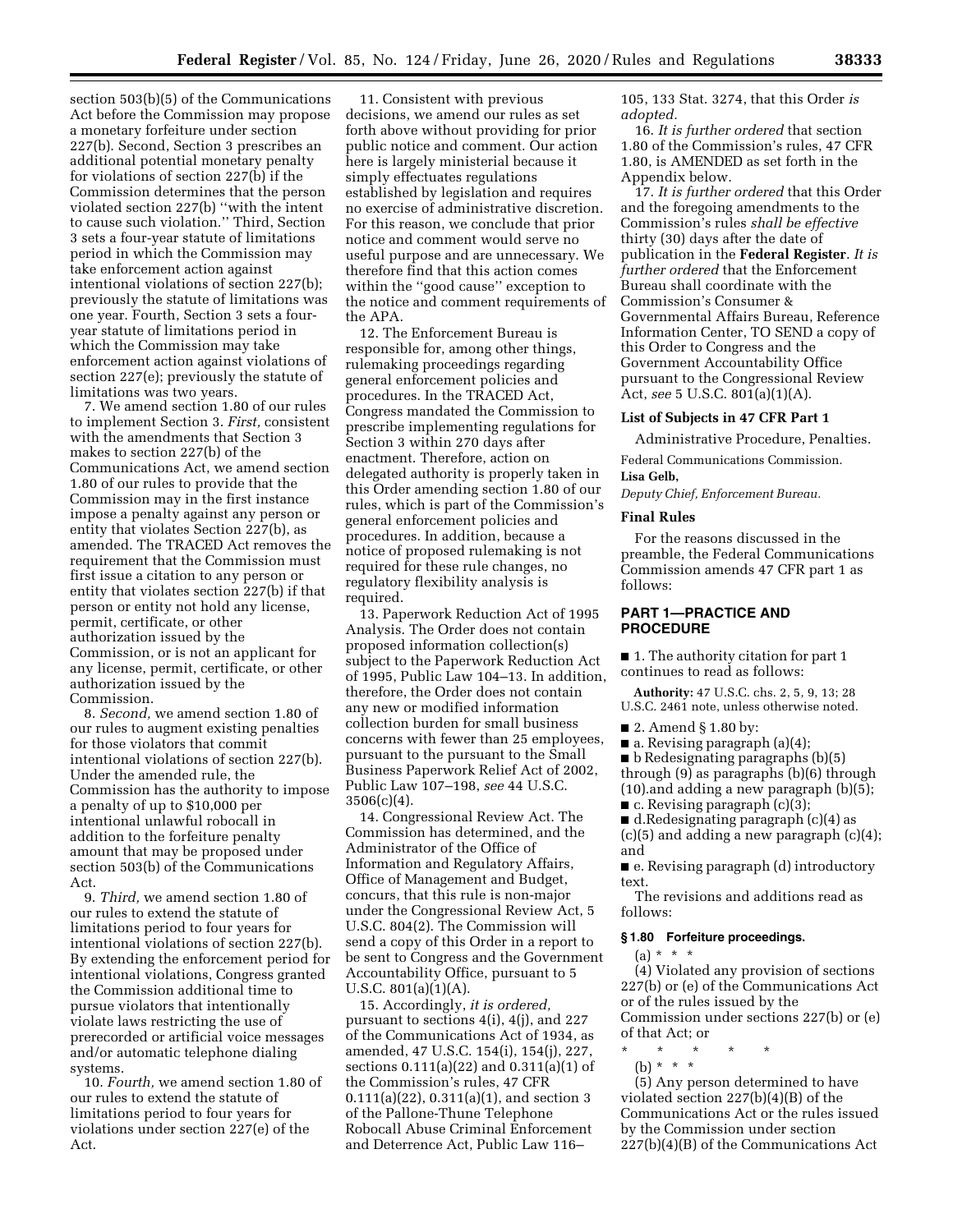section 503(b)(5) of the Communications Act before the Commission may propose a monetary forfeiture under section 227(b). Second, Section 3 prescribes an additional potential monetary penalty for violations of section 227(b) if the Commission determines that the person violated section 227(b) ''with the intent to cause such violation.'' Third, Section 3 sets a four-year statute of limitations period in which the Commission may take enforcement action against intentional violations of section 227(b); previously the statute of limitations was one year. Fourth, Section 3 sets a four-year statute of limitations period in which the Commission may take enforcement action against violations of section 227(e); previously the statute of limitations was two years.

7. We amend section 1.80 of our rules to implement Section 3. *First,* consistent with the amendments that Section 3 makes to section 227(b) of the Communications Act, we amend section 1.80 of our rules to provide that the Commission may in the first instance impose a penalty against any person or entity that violates Section 227(b), as amended. The TRACED Act removes the requirement that the Commission must first issue a citation to any person or entity that violates section 227(b) if that person or entity not hold any license, permit, certificate, or other authorization issued by the Commission, or is not an applicant for any license, permit, certificate, or other authorization issued by the Commission.

8. *Second,* we amend section 1.80 of our rules to augment existing penalties for those violators that commit intentional violations of section 227(b). Under the amended rule, the Commission has the authority to impose a penalty of up to $10,000 per intentional unlawful robocall in addition to the forfeiture penalty amount that may be proposed under section 503(b) of the Communications Act.

9. *Third,* we amend section 1.80 of our rules to extend the statute of limitations period to four years for intentional violations of section 227(b). By extending the enforcement period for intentional violations, Congress granted the Commission additional time to pursue violators that intentionally violate laws restricting the use of prerecorded or artificial voice messages and/or automatic telephone dialing systems.

10. *Fourth,* we amend section 1.80 of our rules to extend the statute of limitations period to four years for violations under section 227(e) of the Act.

11. Consistent with previous decisions, we amend our rules as set forth above without providing for prior public notice and comment. Our action here is largely ministerial because it simply effectuates regulations established by legislation and requires no exercise of administrative discretion. For this reason, we conclude that prior notice and comment would serve no useful purpose and are unnecessary. We therefore find that this action comes within the ''good cause'' exception to the notice and comment requirements of the APA.

12. The Enforcement Bureau is responsible for, among other things, rulemaking proceedings regarding general enforcement policies and procedures. In the TRACED Act, Congress mandated the Commission to prescribe implementing regulations for Section 3 within 270 days after enactment. Therefore, action on delegated authority is properly taken in this Order amending section 1.80 of our rules, which is part of the Commission's general enforcement policies and procedures. In addition, because a notice of proposed rulemaking is not required for these rule changes, no regulatory flexibility analysis is required.

13. Paperwork Reduction Act of 1995 Analysis. The Order does not contain proposed information collection(s) subject to the Paperwork Reduction Act of 1995, Public Law 104–13. In addition, therefore, the Order does not contain any new or modified information collection burden for small business concerns with fewer than 25 employees, pursuant to the pursuant to the Small Business Paperwork Relief Act of 2002, Public Law 107–198, *see* 44 U.S.C. 3506(c)(4).

14. Congressional Review Act. The Commission has determined, and the Administrator of the Office of Information and Regulatory Affairs, Office of Management and Budget, concurs, that this rule is non-major under the Congressional Review Act, 5 U.S.C. 804(2). The Commission will send a copy of this Order in a report to be sent to Congress and the Government Accountability Office, pursuant to 5 U.S.C. 801(a)(1)(A).

15. Accordingly, *it is ordered,* pursuant to sections 4(i), 4(j), and 227 of the Communications Act of 1934, as amended, 47 U.S.C. 154(i), 154(j), 227, sections 0.111(a)(22) and 0.311(a)(1) of the Commission's rules, 47 CFR 0.111(a)(22), 0.311(a)(1), and section 3 of the Pallone-Thune Telephone Robocall Abuse Criminal Enforcement and Deterrence Act, Public Law 116–105, 133 Stat. 3274, that this Order *is adopted.*

16. *It is further ordered* that section 1.80 of the Commission's rules, 47 CFR 1.80, is AMENDED as set forth in the Appendix below.

17. *It is further ordered* that this Order and the foregoing amendments to the Commission's rules *shall be effective* thirty (30) days after the date of publication in the **Federal Register**. *It is further ordered* that the Enforcement Bureau shall coordinate with the Commission's Consumer & Governmental Affairs Bureau, Reference Information Center, TO SEND a copy of this Order to Congress and the Government Accountability Office pursuant to the Congressional Review Act, *see* 5 U.S.C. 801(a)(1)(A).

### List of Subjects in 47 CFR Part 1

Administrative Procedure, Penalties.

Federal Communications Commission.

**Lisa Gelb,**

*Deputy Chief, Enforcement Bureau.*

### Final Rules

For the reasons discussed in the preamble, the Federal Communications Commission amends 47 CFR part 1 as follows:

## PART 1—PRACTICE AND PROCEDURE

■ 1. The authority citation for part 1 continues to read as follows:

**Authority:** 47 U.S.C. chs. 2, 5, 9, 13; 28 U.S.C. 2461 note, unless otherwise noted.

■ 2. Amend § 1.80 by:

■ a. Revising paragraph (a)(4);

■ b Redesignating paragraphs (b)(5) through (9) as paragraphs (b)(6) through (10).and adding a new paragraph (b)(5);

■ c. Revising paragraph (c)(3);

■ d.Redesignating paragraph (c)(4) as (c)(5) and adding a new paragraph (c)(4); and

■ e. Revising paragraph (d) introductory text.

The revisions and additions read as follows:

### § 1.80 Forfeiture proceedings.

(a) * * *

(4) Violated any provision of sections 227(b) or (e) of the Communications Act or of the rules issued by the Commission under sections 227(b) or (e) of that Act; or

\* \* \* \* \*

(b) * * *

(5) Any person determined to have violated section 227(b)(4)(B) of the Communications Act or the rules issued by the Commission under section 227(b)(4)(B) of the Communications Act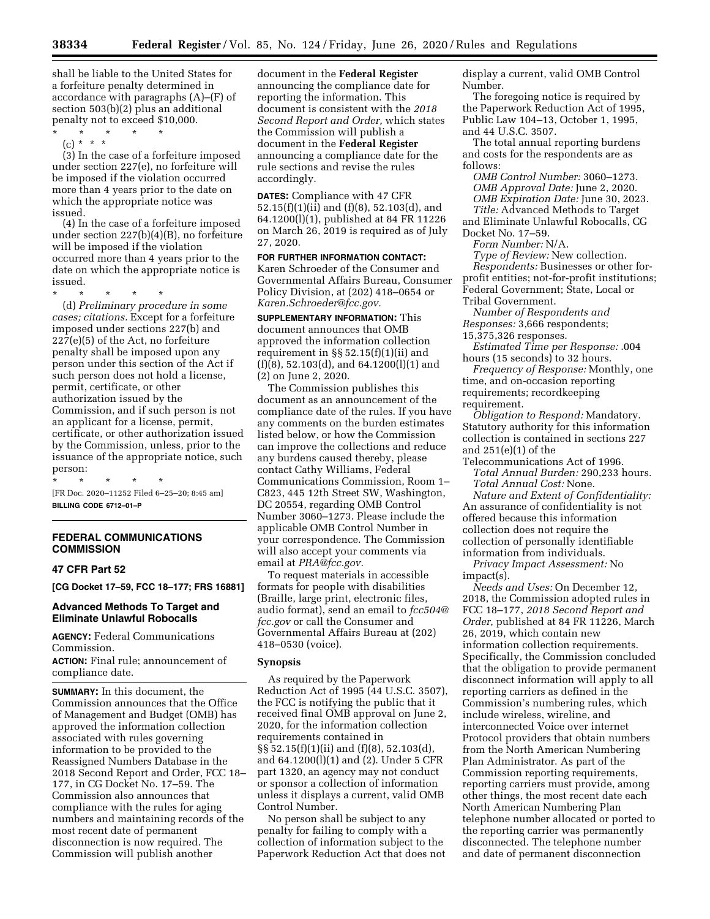shall be liable to the United States for a forfeiture penalty determined in accordance with paragraphs (A)–(F) of section 503(b)(2) plus an additional penalty not to exceed $10,000.

\* \* \* \* \*

(c) \* \* \*

(3) In the case of a forfeiture imposed under section 227(e), no forfeiture will be imposed if the violation occurred more than 4 years prior to the date on which the appropriate notice was issued.

(4) In the case of a forfeiture imposed under section 227(b)(4)(B), no forfeiture will be imposed if the violation occurred more than 4 years prior to the date on which the appropriate notice is issued.

\* \* \* \* \*

(d) *Preliminary procedure in some cases; citations.* Except for a forfeiture imposed under sections 227(b) and 227(e)(5) of the Act, no forfeiture penalty shall be imposed upon any person under this section of the Act if such person does not hold a license, permit, certificate, or other authorization issued by the Commission, and if such person is not an applicant for a license, permit, certificate, or other authorization issued by the Commission, unless, prior to the issuance of the appropriate notice, such person:

\* \* \* \* \*

[FR Doc. 2020–11252 Filed 6–25–20; 8:45 am]

**BILLING CODE 6712–01–P**

## FEDERAL COMMUNICATIONS COMMISSION

### 47 CFR Part 52

**[CG Docket 17–59, FCC 18–177; FRS 16881]**

### Advanced Methods To Target and Eliminate Unlawful Robocalls

**AGENCY:** Federal Communications Commission.

**ACTION:** Final rule; announcement of compliance date.

**SUMMARY:** In this document, the Commission announces that the Office of Management and Budget (OMB) has approved the information collection associated with rules governing information to be provided to the Reassigned Numbers Database in the 2018 Second Report and Order, FCC 18–177, in CG Docket No. 17–59. The Commission also announces that compliance with the rules for aging numbers and maintaining records of the most recent date of permanent disconnection is now required. The Commission will publish another document in the **Federal Register** announcing the compliance date for reporting the information. This document is consistent with the *2018 Second Report and Order,* which states the Commission will publish a document in the **Federal Register** announcing a compliance date for the rule sections and revise the rules accordingly.

**DATES:** Compliance with 47 CFR 52.15(f)(1)(ii) and (f)(8), 52.103(d), and 64.1200(l)(1), published at 84 FR 11226 on March 26, 2019 is required as of July 27, 2020.

**FOR FURTHER INFORMATION CONTACT:** Karen Schroeder of the Consumer and Governmental Affairs Bureau, Consumer Policy Division, at (202) 418–0654 or *Karen.Schroeder@fcc.gov.*

**SUPPLEMENTARY INFORMATION:** This document announces that OMB approved the information collection requirement in §§ 52.15(f)(1)(ii) and (f)(8), 52.103(d), and 64.1200(l)(1) and (2) on June 2, 2020.

The Commission publishes this document as an announcement of the compliance date of the rules. If you have any comments on the burden estimates listed below, or how the Commission can improve the collections and reduce any burdens caused thereby, please contact Cathy Williams, Federal Communications Commission, Room 1–C823, 445 12th Street SW, Washington, DC 20554, regarding OMB Control Number 3060–1273. Please include the applicable OMB Control Number in your correspondence. The Commission will also accept your comments via email at *PRA@fcc.gov.*

To request materials in accessible formats for people with disabilities (Braille, large print, electronic files, audio format), send an email to *fcc504@fcc.gov* or call the Consumer and Governmental Affairs Bureau at (202) 418–0530 (voice).

### Synopsis

As required by the Paperwork Reduction Act of 1995 (44 U.S.C. 3507), the FCC is notifying the public that it received final OMB approval on June 2, 2020, for the information collection requirements contained in §§ 52.15(f)(1)(ii) and (f)(8), 52.103(d), and 64.1200(l)(1) and (2). Under 5 CFR part 1320, an agency may not conduct or sponsor a collection of information unless it displays a current, valid OMB Control Number.

No person shall be subject to any penalty for failing to comply with a collection of information subject to the Paperwork Reduction Act that does not display a current, valid OMB Control Number.

The foregoing notice is required by the Paperwork Reduction Act of 1995, Public Law 104–13, October 1, 1995, and 44 U.S.C. 3507.

The total annual reporting burdens and costs for the respondents are as follows:

*OMB Control Number:* 3060–1273.

*OMB Approval Date:* June 2, 2020.

*OMB Expiration Date:* June 30, 2023.

*Title:* Advanced Methods to Target and Eliminate Unlawful Robocalls, CG Docket No. 17–59.

*Form Number:* N/A.

*Type of Review:* New collection.

*Respondents:* Businesses or other for-profit entities; not-for-profit institutions; Federal Government; State, Local or Tribal Government.

*Number of Respondents and Responses:* 3,666 respondents; 15,375,326 responses.

*Estimated Time per Response:* .004 hours (15 seconds) to 32 hours.

*Frequency of Response:* Monthly, one time, and on-occasion reporting requirements; recordkeeping requirement.

*Obligation to Respond:* Mandatory. Statutory authority for this information collection is contained in sections 227 and 251(e)(1) of the Telecommunications Act of 1996.

*Total Annual Burden:* 290,233 hours.

*Total Annual Cost:* None.

*Nature and Extent of Confidentiality:* An assurance of confidentiality is not offered because this information collection does not require the collection of personally identifiable information from individuals.

*Privacy Impact Assessment:* No impact(s).

*Needs and Uses:* On December 12, 2018, the Commission adopted rules in FCC 18–177, *2018 Second Report and Order,* published at 84 FR 11226, March 26, 2019, which contain new information collection requirements. Specifically, the Commission concluded that the obligation to provide permanent disconnect information will apply to all reporting carriers as defined in the Commission's numbering rules, which include wireless, wireline, and interconnected Voice over internet Protocol providers that obtain numbers from the North American Numbering Plan Administrator. As part of the Commission reporting requirements, reporting carriers must provide, among other things, the most recent date each North American Numbering Plan telephone number allocated or ported to the reporting carrier was permanently disconnected. The telephone number and date of permanent disconnection